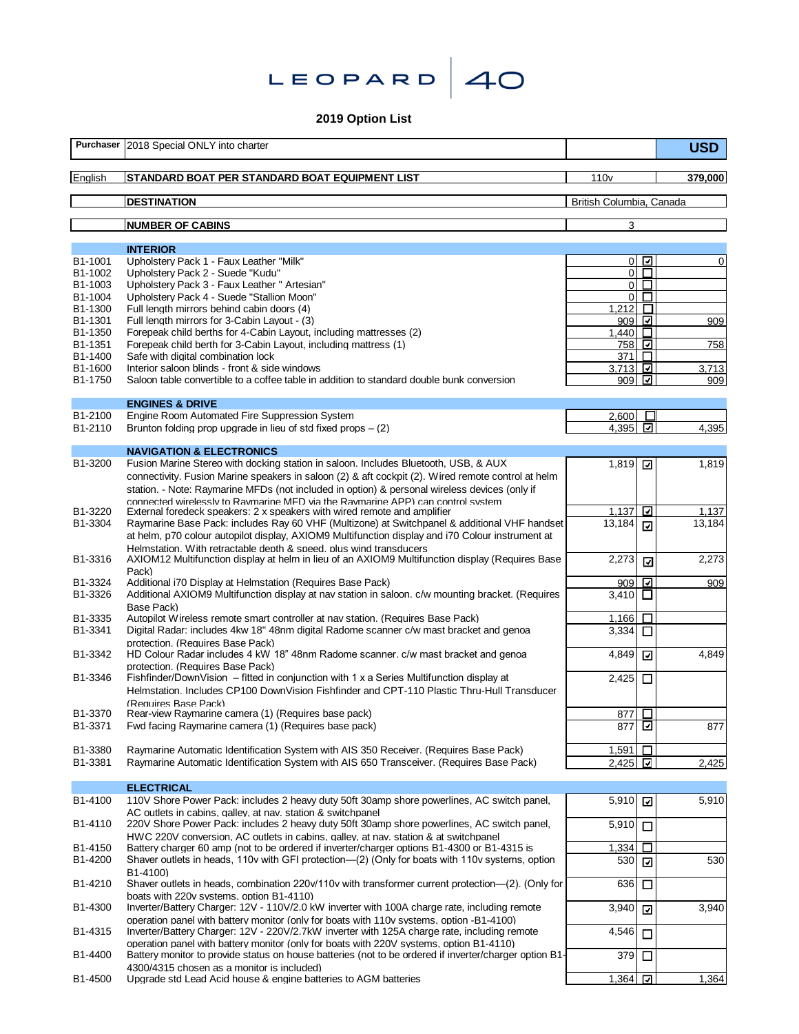# LEOPARD 40

## 2019 Option List

| Purchaser | 2018 Special ONLY into charter | | | USD |
|---|---|---|---|---|
| English | **STANDARD BOAT PER STANDARD BOAT EQUIPMENT LIST** | 110v | | **379,000** |
| | **DESTINATION** | British Columbia, Canada | | |
| | **NUMBER OF CABINS** | 3 | | |

| Code | Description | Price | Selected | Total |
|---|---|---|---|---|
| | **INTERIOR** | | | |
| B1-1001 | Upholstery Pack 1 - Faux Leather "Milk" | 0 | ☑ | 0 |
| B1-1002 | Upholstery Pack 2 - Suede "Kudu" | 0 | ☐ | |
| B1-1003 | Upholstery Pack 3 - Faux Leather " Artesian" | 0 | ☐ | |
| B1-1004 | Upholstery Pack 4 - Suede "Stallion Moon" | 0 | ☐ | |
| B1-1300 | Full length mirrors behind cabin doors (4) | 1,212 | ☐ | |
| B1-1301 | Full length mirrors for 3-Cabin Layout - (3) | 909 | ☑ | 909 |
| B1-1350 | Forepeak child berths for 4-Cabin Layout, including mattresses (2) | 1,440 | ☐ | |
| B1-1351 | Forepeak child berth for 3-Cabin Layout, including mattress (1) | 758 | ☑ | 758 |
| B1-1400 | Safe with digital combination lock | 371 | ☐ | |
| B1-1600 | Interior saloon blinds - front & side windows | 3,713 | ☑ | 3,713 |
| B1-1750 | Saloon table convertible to a coffee table in addition to standard double bunk conversion | 909 | ☑ | 909 |
| | **ENGINES & DRIVE** | | | |
| B1-2100 | Engine Room Automated Fire Suppression System | 2,600 | ☐ | |
| B1-2110 | Brunton folding prop upgrade in lieu of std fixed props – (2) | 4,395 | ☑ | 4,395 |
| | **NAVIGATION & ELECTRONICS** | | | |
| B1-3200 | Fusion Marine Stereo with docking station in saloon. Includes Bluetooth, USB, & AUX connectivity. Fusion Marine speakers in saloon (2) & aft cockpit (2). Wired remote control at helm station. - Note: Raymarine MFDs (not included in option) & personal wireless devices (only if connected wirelessly to Raymarine MFD via the Raymarine APP) can control system | 1,819 | ☑ | 1,819 |
| B1-3220 | External foredeck speakers: 2 x speakers with wired remote and amplifier | 1,137 | ☑ | 1,137 |
| B1-3304 | Raymarine Base Pack: includes Ray 60 VHF (Multizone) at Switchpanel & additional VHF handset at helm, p70 colour autopilot display, AXIOM9 Multifunction display and i70 Colour instrument at Helmstation. With retractable depth & speed, plus wind transducers | 13,184 | ☑ | 13,184 |
| B1-3316 | AXIOM12 Multifunction display at helm in lieu of an AXIOM9 Multifunction display (Requires Base Pack) | 2,273 | ☑ | 2,273 |
| B1-3324 | Additional i70 Display at Helmstation (Requires Base Pack) | 909 | ☑ | 909 |
| B1-3326 | Additional AXIOM9 Multifunction display at nav station in saloon. c/w mounting bracket. (Requires Base Pack) | 3,410 | ☐ | |
| B1-3335 | Autopilot Wireless remote smart controller at nav station. (Requires Base Pack) | 1,166 | ☐ | |
| B1-3341 | Digital Radar: includes 4kw 18" 48nm digital Radome scanner c/w mast bracket and genoa protection. (Requires Base Pack) | 3,334 | ☐ | |
| B1-3342 | HD Colour Radar includes 4 kW 18" 48nm Radome scanner. c/w mast bracket and genoa protection. (Requires Base Pack) | 4,849 | ☑ | 4,849 |
| B1-3346 | Fishfinder/DownVision – fitted in conjunction with 1 x a Series Multifunction display at Helmstation. Includes CP100 DownVision Fishfinder and CPT-110 Plastic Thru-Hull Transducer (Requires Base Pack) | 2,425 | ☐ | |
| B1-3370 | Rear-view Raymarine camera (1) (Requires base pack) | 877 | ☐ | |
| B1-3371 | Fwd facing Raymarine camera (1) (Requires base pack) | 877 | ☑ | 877 |
| B1-3380 | Raymarine Automatic Identification System with AIS 350 Receiver. (Requires Base Pack) | 1,591 | ☐ | |
| B1-3381 | Raymarine Automatic Identification System with AIS 650 Transceiver. (Requires Base Pack) | 2,425 | ☑ | 2,425 |
| | **ELECTRICAL** | | | |
| B1-4100 | 110V Shore Power Pack: includes 2 heavy duty 50ft 30amp shore powerlines, AC switch panel, AC outlets in cabins, galley, at nav. station & switchpanel | 5,910 | ☑ | 5,910 |
| B1-4110 | 220V Shore Power Pack: includes 2 heavy duty 50ft 30amp shore powerlines, AC switch panel, HWC 220V conversion, AC outlets in cabins, galley, at nav. station & at switchpanel | 5,910 | ☐ | |
| B1-4150 | Battery charger 60 amp (not to be ordered if inverter/charger options B1-4300 or B1-4315 is | 1,334 | ☐ | |
| B1-4200 | Shaver outlets in heads, 110v with GFI protection—(2) (Only for boats with 110v systems, option B1-4100) | 530 | ☑ | 530 |
| B1-4210 | Shaver outlets in heads, combination 220v/110v with transformer current protection—(2). (Only for boats with 220v systems, option B1-4110) | 636 | ☐ | |
| B1-4300 | Inverter/Battery Charger: 12V - 110V/2.0 kW inverter with 100A charge rate, including remote operation panel with battery monitor (only for boats with 110v systems, option -B1-4100) | 3,940 | ☑ | 3,940 |
| B1-4315 | Inverter/Battery Charger: 12V - 220V/2.7kW inverter with 125A charge rate, including remote operation panel with battery monitor (only for boats with 220V systems, option B1-4110) | 4,546 | ☐ | |
| B1-4400 | Battery monitor to provide status on house batteries (not to be ordered if inverter/charger option B1-4300/4315 chosen as a monitor is included) | 379 | ☐ | |
| B1-4500 | Upgrade std Lead Acid house & engine batteries to AGM batteries | 1,364 | ☑ | 1,364 |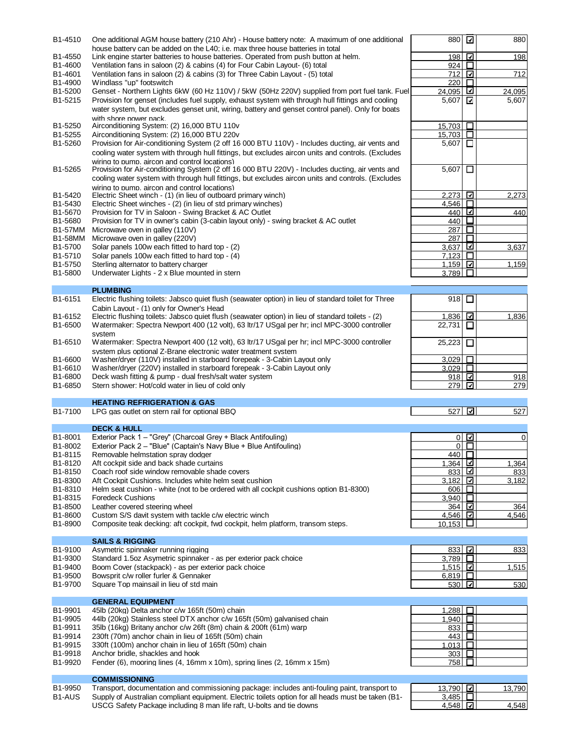| Code | Description | Price | Selected | Total |
|---|---|---|---|---|
| B1-4510 | One additional AGM house battery (210 Ahr) - House battery note: A maximum of one additional house battery can be added on the L40; i.e. max three house batteries in total | 880 | ☑ | 880 |
| B1-4550 | Link engine starter batteries to house batteries. Operated from push button at helm. | 198 | ☑ | 198 |
| B1-4600 | Ventilation fans in saloon (2) & cabins (4) for Four Cabin Layout- (6) total | 924 | ☐ | |
| B1-4601 | Ventilation fans in saloon (2) & cabins (3) for Three Cabin Layout - (5) total | 712 | ☑ | 712 |
| B1-4900 | Windlass "up" footswitch | 220 | ☐ | |
| B1-5200 | Genset - Northern Lights 6kW (60 Hz 110V) / 5kW (50Hz 220V) supplied from port fuel tank. Fuel | 24,095 | ☑ | 24,095 |
| B1-5215 | Provision for genset (includes fuel supply, exhaust system with through hull fittings and cooling water system, but excludes genset unit, wiring, battery and genset control panel). Only for boats with shore power pack. | 5,607 | ☑ | 5,607 |
| B1-5250 | Airconditioning System: (2) 16,000 BTU 110v | 15,703 | ☐ | |
| B1-5255 | Airconditioning System: (2) 16,000 BTU 220v | 15,703 | ☐ | |
| B1-5260 | Provision for Air-conditioning System (2 off 16 000 BTU 110V) - Includes ducting, air vents and cooling water system with through hull fittings, but excludes aircon units and controls. (Excludes wiring to pump, aircon and control locations) | 5,607 | ☐ | |
| B1-5265 | Provision for Air-conditioning System (2 off 16 000 BTU 220V) - Includes ducting, air vents and cooling water system with through hull fittings, but excludes aircon units and controls. (Excludes wiring to pump, aircon and control locations) | 5,607 | ☐ | |
| B1-5420 | Electric Sheet winch - (1) (in lieu of outboard primary winch) | 2,273 | ☑ | 2,273 |
| B1-5430 | Electric Sheet winches - (2) (in lieu of std primary winches) | 4,546 | ☐ | |
| B1-5670 | Provision for TV in Saloon - Swing Bracket & AC Outlet | 440 | ☑ | 440 |
| B1-5680 | Provision for TV in owner's cabin (3-cabin layout only) - swing bracket & AC outlet | 440 | ☐ | |
| B1-57MM | Microwave oven in galley (110V) | 287 | ☐ | |
| B1-58MM | Microwave oven in galley (220V) | 287 | ☐ | |
| B1-5700 | Solar panels 100w each fitted to hard top - (2) | 3,637 | ☑ | 3,637 |
| B1-5710 | Solar panels 100w each fitted to hard top - (4) | 7,123 | ☐ | |
| B1-5750 | Sterling alternator to battery charger | 1,159 | ☑ | 1,159 |
| B1-5800 | Underwater Lights - 2 x Blue mounted in stern | 3,789 | ☐ | |
| | **PLUMBING** | | | |
| B1-6151 | Electric flushing toilets: Jabsco quiet flush (seawater option) in lieu of standard toilet for Three Cabin Layout - (1) only for Owner's Head | 918 | ☐ | |
| B1-6152 | Electric flushing toilets: Jabsco quiet flush (seawater option) in lieu of standard toilets - (2) | 1,836 | ☑ | 1,836 |
| B1-6500 | Watermaker: Spectra Newport 400 (12 volt), 63 ltr/17 USgal per hr; incl MPC-3000 controller system | 22,731 | ☐ | |
| B1-6510 | Watermaker: Spectra Newport 400 (12 volt), 63 ltr/17 USgal per hr; incl MPC-3000 controller system plus optional Z-Brane electronic water treatment system | 25,223 | ☐ | |
| B1-6600 | Washer/dryer (110V) installed in starboard forepeak - 3-Cabin Layout only | 3,029 | ☐ | |
| B1-6610 | Washer/dryer (220V) installed in starboard forepeak - 3-Cabin Layout only | 3,029 | ☐ | |
| B1-6800 | Deck wash fitting & pump - dual fresh/salt water system | 918 | ☑ | 918 |
| B1-6850 | Stern shower: Hot/cold water in lieu of cold only | 279 | ☑ | 279 |
| | **HEATING REFRIGERATION & GAS** | | | |
| B1-7100 | LPG gas outlet on stern rail for optional BBQ | 527 | ☑ | 527 |
| | **DECK & HULL** | | | |
| B1-8001 | Exterior Pack 1 – "Grey" (Charcoal Grey + Black Antifouling) | 0 | ☑ | 0 |
| B1-8002 | Exterior Pack 2 – "Blue" (Captain's Navy Blue + Blue Antifouling) | 0 | ☐ | |
| B1-8115 | Removable helmstation spray dodger | 440 | ☐ | |
| B1-8120 | Aft cockpit side and back shade curtains | 1,364 | ☑ | 1,364 |
| B1-8150 | Coach roof side window removable shade covers | 833 | ☑ | 833 |
| B1-8300 | Aft Cockpit Cushions. Includes white helm seat cushion | 3,182 | ☑ | 3,182 |
| B1-8310 | Helm seat cushion - white (not to be ordered with all cockpit cushions option B1-8300) | 606 | ☐ | |
| B1-8315 | Foredeck Cushions | 3,940 | ☐ | |
| B1-8500 | Leather covered steering wheel | 364 | ☑ | 364 |
| B1-8600 | Custom S/S davit system with tackle c/w electric winch | 4,546 | ☑ | 4,546 |
| B1-8900 | Composite teak decking: aft cockpit, fwd cockpit, helm platform, transom steps. | 10,153 | ☐ | |
| | **SAILS & RIGGING** | | | |
| B1-9100 | Asymetric spinnaker running rigging | 833 | ☑ | 833 |
| B1-9300 | Standard 1.5oz Asymetric spinnaker - as per exterior pack choice | 3,789 | ☐ | |
| B1-9400 | Boom Cover (stackpack) - as per exterior pack choice | 1,515 | ☑ | 1,515 |
| B1-9500 | Bowsprit c/w roller furler & Gennaker | 6,819 | ☐ | |
| B1-9700 | Square Top mainsail in lieu of std main | 530 | ☑ | 530 |
| | **GENERAL EQUIPMENT** | | | |
| B1-9901 | 45lb (20kg) Delta anchor c/w 165ft (50m) chain | 1,288 | ☐ | |
| B1-9905 | 44lb (20kg) Stainless steel DTX anchor c/w 165ft (50m) galvanised chain | 1,940 | ☐ | |
| B1-9911 | 35lb (16kg) Britany anchor c/w 26ft (8m) chain & 200ft (61m) warp | 833 | ☐ | |
| B1-9914 | 230ft (70m) anchor chain in lieu of 165ft (50m) chain | 443 | ☐ | |
| B1-9915 | 330ft (100m) anchor chain in lieu of 165ft (50m) chain | 1,013 | ☐ | |
| B1-9918 | Anchor bridle, shackles and hook | 303 | ☐ | |
| B1-9920 | Fender (6), mooring lines (4, 16mm x 10m), spring lines (2, 16mm x 15m) | 758 | ☐ | |
| | **COMMISSIONING** | | | |
| B1-9950 | Transport, documentation and commissioning package: includes anti-fouling paint, transport to | 13,790 | ☑ | 13,790 |
| B1-AUS | Supply of Australian compliant equipment. Electric toilets option for all heads must be taken (B1- | 3,485 | ☐ | |
| | USCG Safety Package including 8 man life raft, U-bolts and tie downs | 4,548 | ☑ | 4,548 |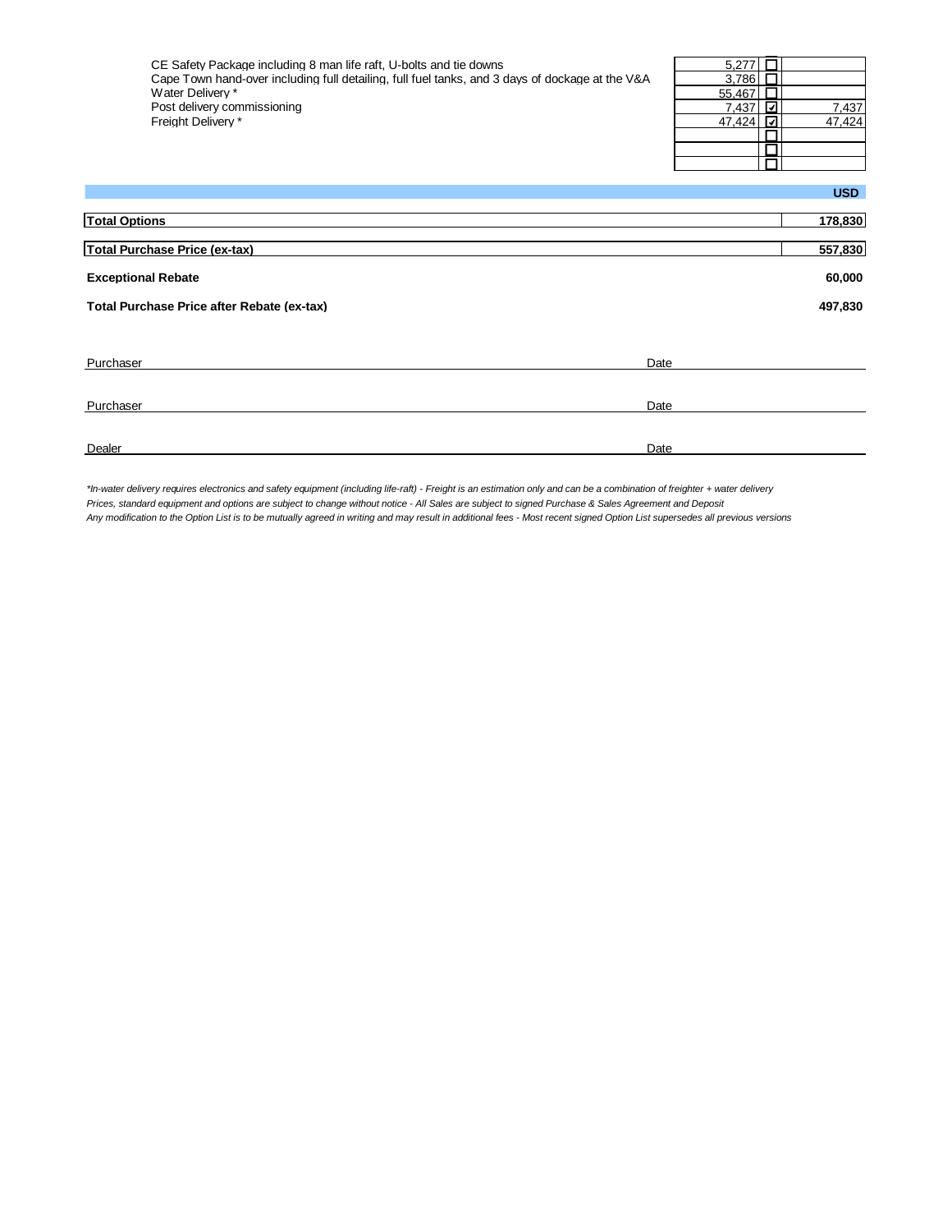| Item | Price | Selected | Amount |
| --- | --- | --- | --- |
| CE Safety Package including 8 man life raft, U-bolts and tie downs | 5,277 | ☐ | |
| Cape Town hand-over including full detailing, full fuel tanks, and 3 days of dockage at the V&A | 3,786 | ☐ | |
| Water Delivery * | 55,467 | ☐ | |
| Post delivery commissioning | 7,437 | ☑ | 7,437 |
| Freight Delivery * | 47,424 | ☑ | 47,424 |
| | | ☐ | |
| | | ☐ | |
| | | ☐ | |

| | USD |
| --- | --- |
| **Total Options** | **178,830** |
| **Total Purchase Price (ex-tax)** | **557,830** |
| **Exceptional Rebate** | **60,000** |
| **Total Purchase Price after Rebate (ex-tax)** | **497,830** |

Purchaser ____________________ Date ____________________

Purchaser ____________________ Date ____________________

Dealer ____________________ Date ____________________

*\*In-water delivery requires electronics and safety equipment (including life-raft) - Freight is an estimation only and can be a combination of freighter + water delivery*

*Prices, standard equipment and options are subject to change without notice - All Sales are subject to signed Purchase & Sales Agreement and Deposit*

*Any modification to the Option List is to be mutually agreed in writing and may result in additional fees - Most recent signed Option List supersedes all previous versions*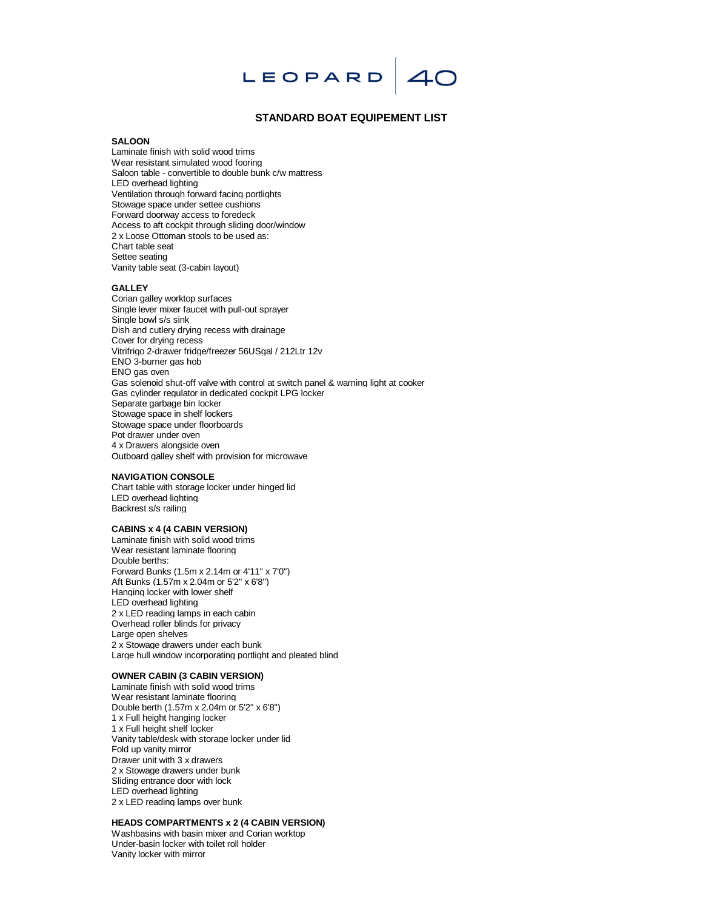# LEOPARD 40

## STANDARD BOAT EQUIPEMENT LIST

**SALOON**
Laminate finish with solid wood trims
Wear resistant simulated wood fooring
Saloon table - convertible to double bunk c/w mattress
LED overhead lighting
Ventilation through forward facing portlights
Stowage space under settee cushions
Forward doorway access to foredeck
Access to aft cockpit through sliding door/window
2 x Loose Ottoman stools to be used as:
Chart table seat
Settee seating
Vanity table seat (3-cabin layout)

**GALLEY**
Corian galley worktop surfaces
Single lever mixer faucet with pull-out sprayer
Single bowl s/s sink
Dish and cutlery drying recess with drainage
Cover for drying recess
Vitrifrigo 2-drawer fridge/freezer 56USgal / 212Ltr 12v
ENO 3-burner gas hob
ENO gas oven
Gas solenoid shut-off valve with control at switch panel & warning light at cooker
Gas cylinder regulator in dedicated cockpit LPG locker
Separate garbage bin locker
Stowage space in shelf lockers
Stowage space under floorboards
Pot drawer under oven
4 x Drawers alongside oven
Outboard galley shelf with provision for microwave

**NAVIGATION CONSOLE**
Chart table with storage locker under hinged lid
LED overhead lighting
Backrest s/s railing

**CABINS x 4 (4 CABIN VERSION)**
Laminate finish with solid wood trims
Wear resistant laminate flooring
Double berths:
Forward Bunks (1.5m x 2.14m or 4'11" x 7'0")
Aft Bunks (1.57m x 2.04m or 5'2" x 6'8")
Hanging locker with lower shelf
LED overhead lighting
2 x LED reading lamps in each cabin
Overhead roller blinds for privacy
Large open shelves
2 x Stowage drawers under each bunk
Large hull window incorporating portlight and pleated blind

**OWNER CABIN (3 CABIN VERSION)**
Laminate finish with solid wood trims
Wear resistant laminate flooring
Double berth (1.57m x 2.04m or 5'2" x 6'8")
1 x Full height hanging locker
1 x Full height shelf locker
Vanity table/desk with storage locker under lid
Fold up vanity mirror
Drawer unit with 3 x drawers
2 x Stowage drawers under bunk
Sliding entrance door with lock
LED overhead lighting
2 x LED reading lamps over bunk

**HEADS COMPARTMENTS x 2 (4 CABIN VERSION)**
Washbasins with basin mixer and Corian worktop
Under-basin locker with toilet roll holder
Vanity locker with mirror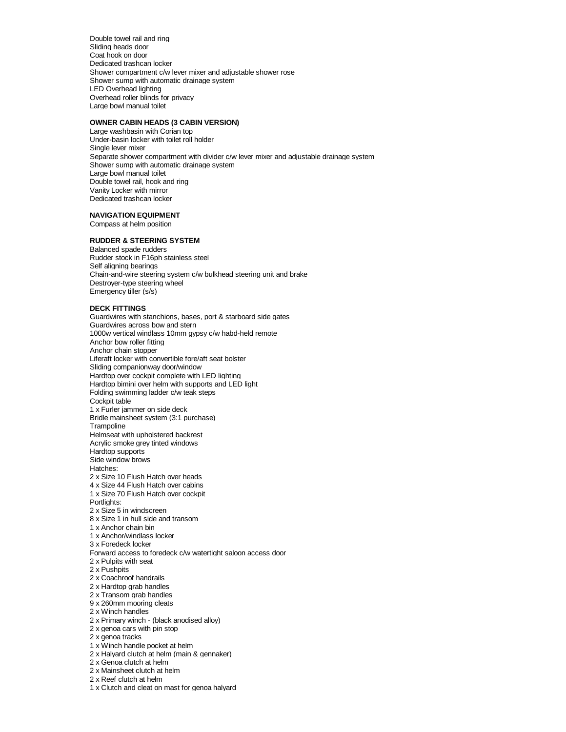Double towel rail and ring
Sliding heads door
Coat hook on door
Dedicated trashcan locker
Shower compartment c/w lever mixer and adjustable shower rose
Shower sump with automatic drainage system
LED Overhead lighting
Overhead roller blinds for privacy
Large bowl manual toilet

**OWNER CABIN HEADS (3 CABIN VERSION)**

Large washbasin with Corian top
Under-basin locker with toilet roll holder
Single lever mixer
Separate shower compartment with divider c/w lever mixer and adjustable drainage system
Shower sump with automatic drainage system
Large bowl manual toilet
Double towel rail, hook and ring
Vanity Locker with mirror
Dedicated trashcan locker

**NAVIGATION EQUIPMENT**

Compass at helm position

**RUDDER & STEERING SYSTEM**

Balanced spade rudders
Rudder stock in F16ph stainless steel
Self aligning bearings
Chain-and-wire steering system c/w bulkhead steering unit and brake
Destroyer-type steering wheel
Emergency tiller (s/s)

**DECK FITTINGS**

Guardwires with stanchions, bases, port & starboard side gates
Guardwires across bow and stern
1000w vertical windlass 10mm gypsy c/w habd-held remote
Anchor bow roller fitting
Anchor chain stopper
Liferaft locker with convertible fore/aft seat bolster
Sliding companionway door/window
Hardtop over cockpit complete with LED lighting
Hardtop bimini over helm with supports and LED light
Folding swimming ladder c/w teak steps
Cockpit table
1 x Furler jammer on side deck
Bridle mainsheet system (3:1 purchase)
Trampoline
Helmseat with upholstered backrest
Acrylic smoke grey tinted windows
Hardtop supports
Side window brows
Hatches:
2 x Size 10 Flush Hatch over heads
4 x Size 44 Flush Hatch over cabins
1 x Size 70 Flush Hatch over cockpit
Portlights:
2 x Size 5 in windscreen
8 x Size 1 in hull side and transom
1 x Anchor chain bin
1 x Anchor/windlass locker
3 x Foredeck locker
Forward access to foredeck c/w watertight saloon access door
2 x Pulpits with seat
2 x Pushpits
2 x Coachroof handrails
2 x Hardtop grab handles
2 x Transom grab handles
9 x 260mm mooring cleats
2 x Winch handles
2 x Primary winch - (black anodised alloy)
2 x genoa cars with pin stop
2 x genoa tracks
1 x Winch handle pocket at helm
2 x Halyard clutch at helm (main & gennaker)
2 x Genoa clutch at helm
2 x Mainsheet clutch at helm
2 x Reef clutch at helm
1 x Clutch and cleat on mast for genoa halyard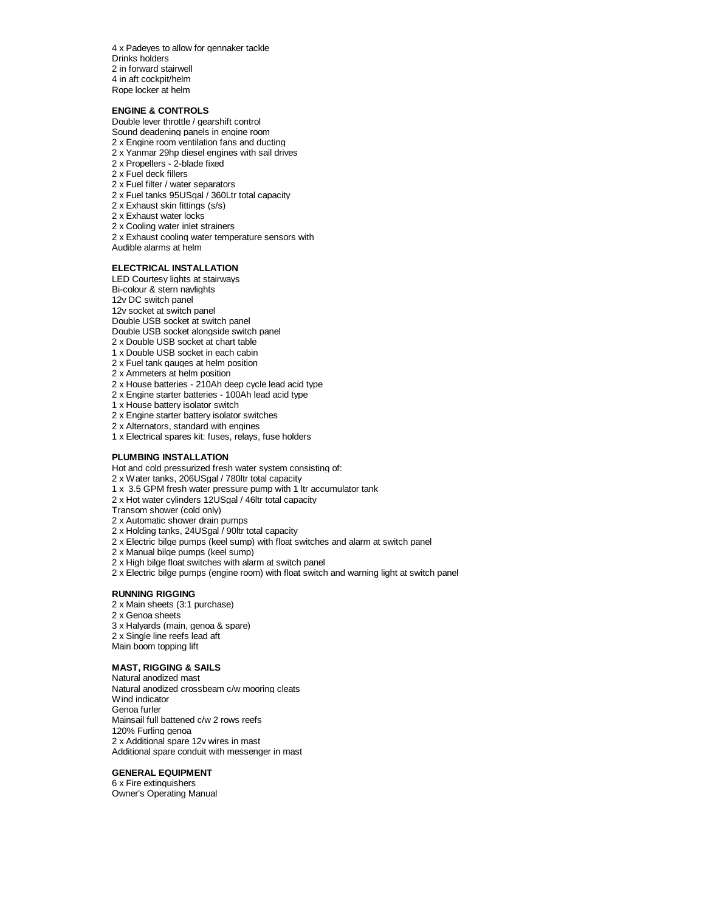4 x Padeyes to allow for gennaker tackle
Drinks holders
2 in forward stairwell
4 in aft cockpit/helm
Rope locker at helm

**ENGINE & CONTROLS**

Double lever throttle / gearshift control
Sound deadening panels in engine room
2 x Engine room ventilation fans and ducting
2 x Yanmar 29hp diesel engines with sail drives
2 x Propellers - 2-blade fixed
2 x Fuel deck fillers
2 x Fuel filter / water separators
2 x Fuel tanks 95USgal / 360Ltr total capacity
2 x Exhaust skin fittings (s/s)
2 x Exhaust water locks
2 x Cooling water inlet strainers
2 x Exhaust cooling water temperature sensors with
Audible alarms at helm

**ELECTRICAL INSTALLATION**

LED Courtesy lights at stairways
Bi-colour & stern navlights
12v DC switch panel
12v socket at switch panel
Double USB socket at switch panel
Double USB socket alongside switch panel
2 x Double USB socket at chart table
1 x Double USB socket in each cabin
2 x Fuel tank gauges at helm position
2 x Ammeters at helm position
2 x House batteries - 210Ah deep cycle lead acid type
2 x Engine starter batteries - 100Ah lead acid type
1 x House battery isolator switch
2 x Engine starter battery isolator switches
2 x Alternators, standard with engines
1 x Electrical spares kit: fuses, relays, fuse holders

**PLUMBING INSTALLATION**

Hot and cold pressurized fresh water system consisting of:
2 x Water tanks, 206USgal / 780ltr total capacity
1 x 3.5 GPM fresh water pressure pump with 1 ltr accumulator tank
2 x Hot water cylinders 12USgal / 46ltr total capacity
Transom shower (cold only)
2 x Automatic shower drain pumps
2 x Holding tanks, 24USgal / 90ltr total capacity
2 x Electric bilge pumps (keel sump) with float switches and alarm at switch panel
2 x Manual bilge pumps (keel sump)
2 x High bilge float switches with alarm at switch panel
2 x Electric bilge pumps (engine room) with float switch and warning light at switch panel

**RUNNING RIGGING**

2 x Main sheets (3:1 purchase)
2 x Genoa sheets
3 x Halyards (main, genoa & spare)
2 x Single line reefs lead aft
Main boom topping lift

**MAST, RIGGING & SAILS**

Natural anodized mast
Natural anodized crossbeam c/w mooring cleats
Wind indicator
Genoa furler
Mainsail full battened c/w 2 rows reefs
120% Furling genoa
2 x Additional spare 12v wires in mast
Additional spare conduit with messenger in mast

**GENERAL EQUIPMENT**

6 x Fire extinguishers
Owner's Operating Manual